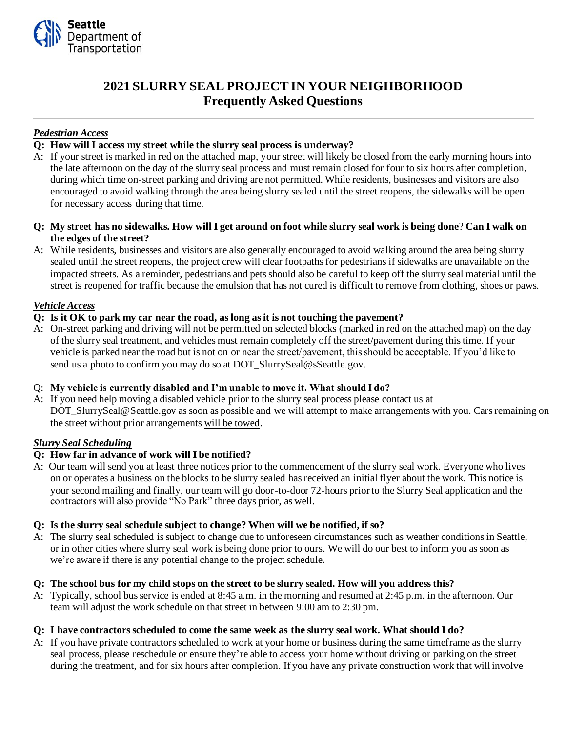Seattle Department of Transportation

# 2021 SLURRY SEAL PROJECT IN YOUR NEIGHBORHOOD
## Frequently Asked Questions

### *Pedestrian Access*

**Q: How will I access my street while the slurry seal process is underway?**

A: If your street is marked in red on the attached map, your street will likely be closed from the early morning hours into the late afternoon on the day of the slurry seal process and must remain closed for four to six hours after completion, during which time on-street parking and driving are not permitted. While residents, businesses and visitors are also encouraged to avoid walking through the area being slurry sealed until the street reopens, the sidewalks will be open for necessary access during that time.

**Q: My street has no sidewalks. How will I get around on foot while slurry seal work is being done? Can I walk on the edges of the street?**

A: While residents, businesses and visitors are also generally encouraged to avoid walking around the area being slurry sealed until the street reopens, the project crew will clear footpaths for pedestrians if sidewalks are unavailable on the impacted streets. As a reminder, pedestrians and pets should also be careful to keep off the slurry seal material until the street is reopened for traffic because the emulsion that has not cured is difficult to remove from clothing, shoes or paws.

### *Vehicle Access*

**Q: Is it OK to park my car near the road, as long as it is not touching the pavement?**

A: On-street parking and driving will not be permitted on selected blocks (marked in red on the attached map) on the day of the slurry seal treatment, and vehicles must remain completely off the street/pavement during this time. If your vehicle is parked near the road but is not on or near the street/pavement, this should be acceptable. If you'd like to send us a photo to confirm you may do so at DOT_SlurrySeal@sSeattle.gov.

Q: **My vehicle is currently disabled and I'm unable to move it. What should I do?**

A: If you need help moving a disabled vehicle prior to the slurry seal process please contact us at DOT_SlurrySeal@Seattle.gov as soon as possible and we will attempt to make arrangements with you. Cars remaining on the street without prior arrangements will be towed.

### *Slurry Seal Scheduling*

**Q: How far in advance of work will I be notified?**

A: Our team will send you at least three notices prior to the commencement of the slurry seal work. Everyone who lives on or operates a business on the blocks to be slurry sealed has received an initial flyer about the work. This notice is your second mailing and finally, our team will go door-to-door 72-hours prior to the Slurry Seal application and the contractors will also provide "No Park" three days prior, as well.

**Q: Is the slurry seal schedule subject to change? When will we be notified, if so?**

A: The slurry seal scheduled is subject to change due to unforeseen circumstances such as weather conditions in Seattle, or in other cities where slurry seal work is being done prior to ours. We will do our best to inform you as soon as we're aware if there is any potential change to the project schedule.

**Q: The school bus for my child stops on the street to be slurry sealed. How will you address this?**

A: Typically, school bus service is ended at 8:45 a.m. in the morning and resumed at 2:45 p.m. in the afternoon. Our team will adjust the work schedule on that street in between 9:00 am to 2:30 pm.

**Q: I have contractors scheduled to come the same week as the slurry seal work. What should I do?**

A: If you have private contractors scheduled to work at your home or business during the same timeframe as the slurry seal process, please reschedule or ensure they're able to access your home without driving or parking on the street during the treatment, and for six hours after completion. If you have any private construction work that will involve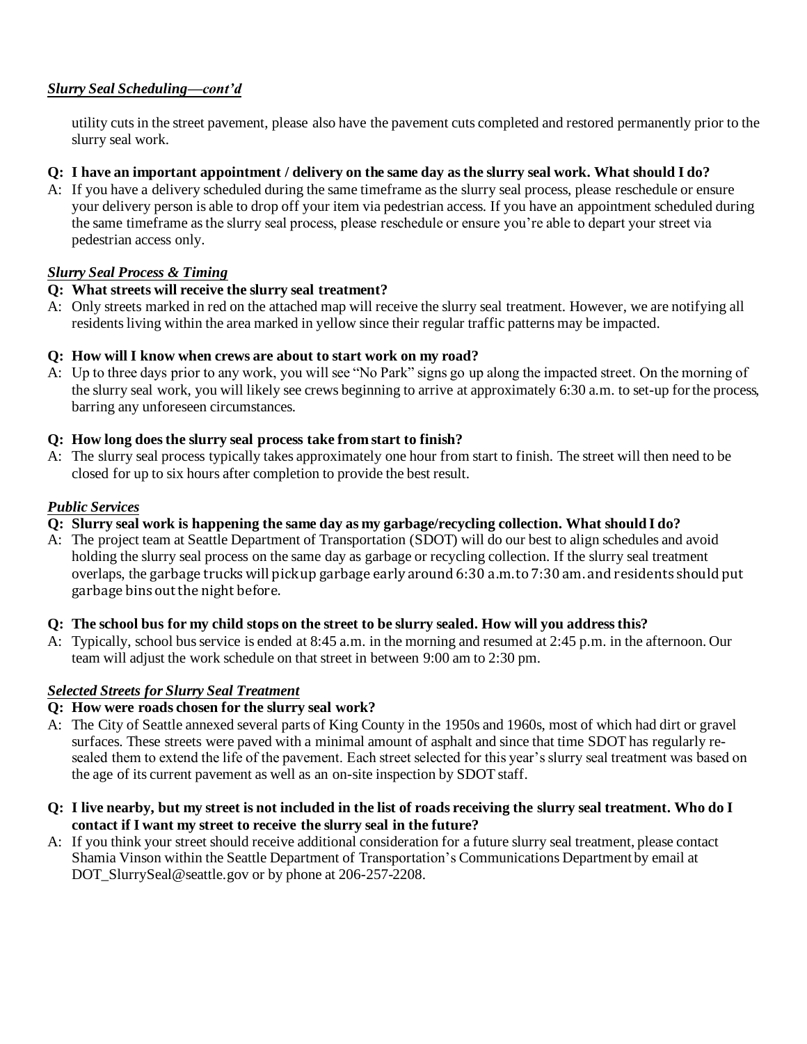***Slurry Seal Scheduling—cont'd***

utility cuts in the street pavement, please also have the pavement cuts completed and restored permanently prior to the slurry seal work.

**Q: I have an important appointment / delivery on the same day as the slurry seal work. What should I do?**

A: If you have a delivery scheduled during the same timeframe as the slurry seal process, please reschedule or ensure your delivery person is able to drop off your item via pedestrian access. If you have an appointment scheduled during the same timeframe as the slurry seal process, please reschedule or ensure you're able to depart your street via pedestrian access only.

***Slurry Seal Process & Timing***

**Q: What streets will receive the slurry seal treatment?**

A: Only streets marked in red on the attached map will receive the slurry seal treatment. However, we are notifying all residents living within the area marked in yellow since their regular traffic patterns may be impacted.

**Q: How will I know when crews are about to start work on my road?**

A: Up to three days prior to any work, you will see "No Park" signs go up along the impacted street. On the morning of the slurry seal work, you will likely see crews beginning to arrive at approximately 6:30 a.m. to set-up for the process, barring any unforeseen circumstances.

**Q: How long does the slurry seal process take from start to finish?**

A: The slurry seal process typically takes approximately one hour from start to finish. The street will then need to be closed for up to six hours after completion to provide the best result.

***Public Services***

**Q: Slurry seal work is happening the same day as my garbage/recycling collection. What should I do?**

A: The project team at Seattle Department of Transportation (SDOT) will do our best to align schedules and avoid holding the slurry seal process on the same day as garbage or recycling collection. If the slurry seal treatment overlaps, the garbage trucks will pickup garbage early around 6:30 a.m. to 7:30 am. and residents should put garbage bins out the night before.

**Q: The school bus for my child stops on the street to be slurry sealed. How will you address this?**

A: Typically, school bus service is ended at 8:45 a.m. in the morning and resumed at 2:45 p.m. in the afternoon. Our team will adjust the work schedule on that street in between 9:00 am to 2:30 pm.

***Selected Streets for Slurry Seal Treatment***

**Q: How were roads chosen for the slurry seal work?**

A: The City of Seattle annexed several parts of King County in the 1950s and 1960s, most of which had dirt or gravel surfaces. These streets were paved with a minimal amount of asphalt and since that time SDOT has regularly re-sealed them to extend the life of the pavement. Each street selected for this year's slurry seal treatment was based on the age of its current pavement as well as an on-site inspection by SDOT staff.

**Q: I live nearby, but my street is not included in the list of roads receiving the slurry seal treatment. Who do I contact if I want my street to receive the slurry seal in the future?**

A: If you think your street should receive additional consideration for a future slurry seal treatment, please contact Shamia Vinson within the Seattle Department of Transportation's Communications Department by email at DOT_SlurrySeal@seattle.gov or by phone at 206-257-2208.